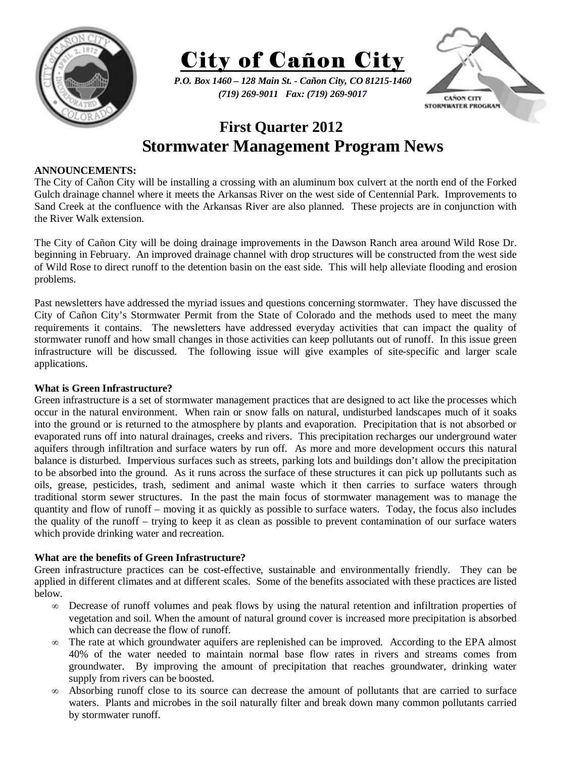# City of Cañon City

*P.O. Box 1460 – 128 Main St. - Cañon City, CO 81215-1460*
*(719) 269-9011 Fax: (719) 269-9017*

## First Quarter 2012 Stormwater Management Program News

**ANNOUNCEMENTS:**

The City of Cañon City will be installing a crossing with an aluminum box culvert at the north end of the Forked Gulch drainage channel where it meets the Arkansas River on the west side of Centennial Park. Improvements to Sand Creek at the confluence with the Arkansas River are also planned. These projects are in conjunction with the River Walk extension.

The City of Cañon City will be doing drainage improvements in the Dawson Ranch area around Wild Rose Dr. beginning in February. An improved drainage channel with drop structures will be constructed from the west side of Wild Rose to direct runoff to the detention basin on the east side. This will help alleviate flooding and erosion problems.

Past newsletters have addressed the myriad issues and questions concerning stormwater. They have discussed the City of Cañon City's Stormwater Permit from the State of Colorado and the methods used to meet the many requirements it contains. The newsletters have addressed everyday activities that can impact the quality of stormwater runoff and how small changes in those activities can keep pollutants out of runoff. In this issue green infrastructure will be discussed. The following issue will give examples of site-specific and larger scale applications.

**What is Green Infrastructure?**

Green infrastructure is a set of stormwater management practices that are designed to act like the processes which occur in the natural environment. When rain or snow falls on natural, undisturbed landscapes much of it soaks into the ground or is returned to the atmosphere by plants and evaporation. Precipitation that is not absorbed or evaporated runs off into natural drainages, creeks and rivers. This precipitation recharges our underground water aquifers through infiltration and surface waters by run off. As more and more development occurs this natural balance is disturbed. Impervious surfaces such as streets, parking lots and buildings don't allow the precipitation to be absorbed into the ground. As it runs across the surface of these structures it can pick up pollutants such as oils, grease, pesticides, trash, sediment and animal waste which it then carries to surface waters through traditional storm sewer structures. In the past the main focus of stormwater management was to manage the quantity and flow of runoff – moving it as quickly as possible to surface waters. Today, the focus also includes the quality of the runoff – trying to keep it as clean as possible to prevent contamination of our surface waters which provide drinking water and recreation.

**What are the benefits of Green Infrastructure?**

Green infrastructure practices can be cost-effective, sustainable and environmentally friendly. They can be applied in different climates and at different scales. Some of the benefits associated with these practices are listed below.

- Decrease of runoff volumes and peak flows by using the natural retention and infiltration properties of vegetation and soil. When the amount of natural ground cover is increased more precipitation is absorbed which can decrease the flow of runoff.
- The rate at which groundwater aquifers are replenished can be improved. According to the EPA almost 40% of the water needed to maintain normal base flow rates in rivers and streams comes from groundwater. By improving the amount of precipitation that reaches groundwater, drinking water supply from rivers can be boosted.
- Absorbing runoff close to its source can decrease the amount of pollutants that are carried to surface waters. Plants and microbes in the soil naturally filter and break down many common pollutants carried by stormwater runoff.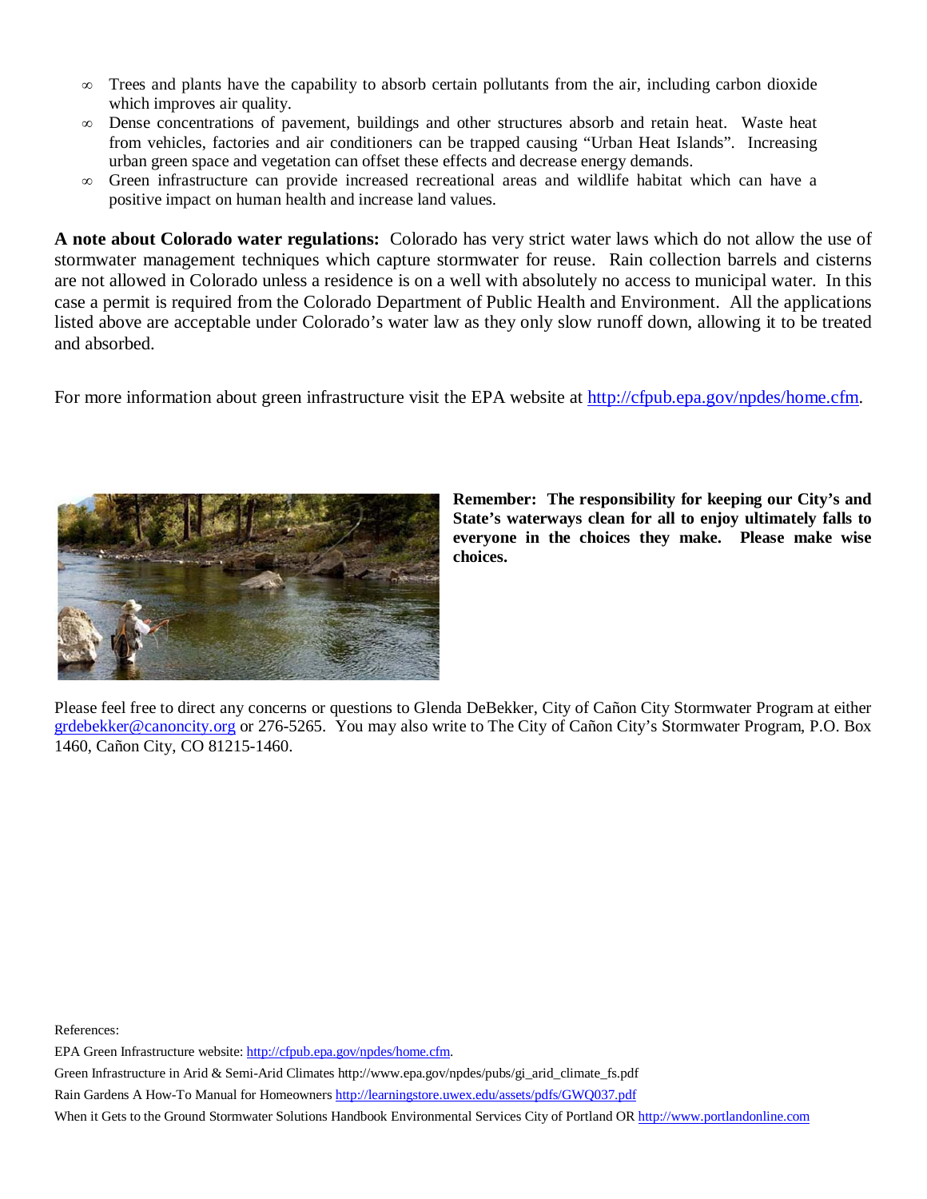- Trees and plants have the capability to absorb certain pollutants from the air, including carbon dioxide which improves air quality.
- Dense concentrations of pavement, buildings and other structures absorb and retain heat. Waste heat from vehicles, factories and air conditioners can be trapped causing "Urban Heat Islands". Increasing urban green space and vegetation can offset these effects and decrease energy demands.
- Green infrastructure can provide increased recreational areas and wildlife habitat which can have a positive impact on human health and increase land values.

**A note about Colorado water regulations:** Colorado has very strict water laws which do not allow the use of stormwater management techniques which capture stormwater for reuse. Rain collection barrels and cisterns are not allowed in Colorado unless a residence is on a well with absolutely no access to municipal water. In this case a permit is required from the Colorado Department of Public Health and Environment. All the applications listed above are acceptable under Colorado's water law as they only slow runoff down, allowing it to be treated and absorbed.

For more information about green infrastructure visit the EPA website at http://cfpub.epa.gov/npdes/home.cfm.

**Remember: The responsibility for keeping our City's and State's waterways clean for all to enjoy ultimately falls to everyone in the choices they make. Please make wise choices.**

Please feel free to direct any concerns or questions to Glenda DeBekker, City of Cañon City Stormwater Program at either grdebekker@canoncity.org or 276-5265. You may also write to The City of Cañon City's Stormwater Program, P.O. Box 1460, Cañon City, CO 81215-1460.

References:

EPA Green Infrastructure website: http://cfpub.epa.gov/npdes/home.cfm.

Green Infrastructure in Arid & Semi-Arid Climates http://www.epa.gov/npdes/pubs/gi_arid_climate_fs.pdf

Rain Gardens A How-To Manual for Homeowners http://learningstore.uwex.edu/assets/pdfs/GWQ037.pdf

When it Gets to the Ground Stormwater Solutions Handbook Environmental Services City of Portland OR http://www.portlandonline.com